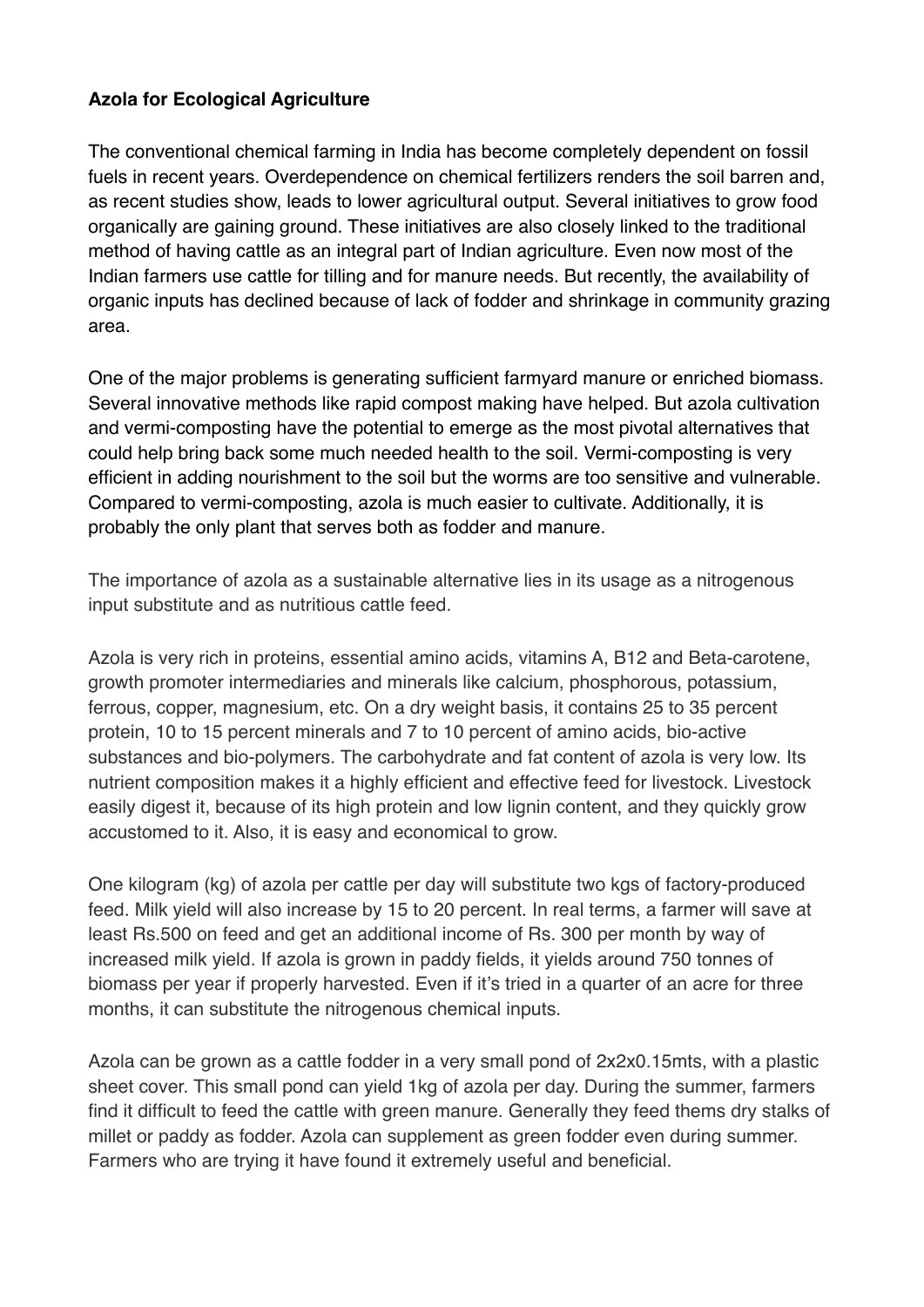**Azola for Ecological Agriculture**

The conventional chemical farming in India has become completely dependent on fossil fuels in recent years. Overdependence on chemical fertilizers renders the soil barren and, as recent studies show, leads to lower agricultural output. Several initiatives to grow food organically are gaining ground. These initiatives are also closely linked to the traditional method of having cattle as an integral part of Indian agriculture. Even now most of the Indian farmers use cattle for tilling and for manure needs. But recently, the availability of organic inputs has declined because of lack of fodder and shrinkage in community grazing area.

One of the major problems is generating sufficient farmyard manure or enriched biomass. Several innovative methods like rapid compost making have helped. But azola cultivation and vermi-composting have the potential to emerge as the most pivotal alternatives that could help bring back some much needed health to the soil. Vermi-composting is very efficient in adding nourishment to the soil but the worms are too sensitive and vulnerable. Compared to vermi-composting, azola is much easier to cultivate. Additionally, it is probably the only plant that serves both as fodder and manure.

The importance of azola as a sustainable alternative lies in its usage as a nitrogenous input substitute and as nutritious cattle feed.

Azola is very rich in proteins, essential amino acids, vitamins A, B12 and Beta-carotene, growth promoter intermediaries and minerals like calcium, phosphorous, potassium, ferrous, copper, magnesium, etc. On a dry weight basis, it contains 25 to 35 percent protein, 10 to 15 percent minerals and 7 to 10 percent of amino acids, bio-active substances and bio-polymers. The carbohydrate and fat content of azola is very low. Its nutrient composition makes it a highly efficient and effective feed for livestock. Livestock easily digest it, because of its high protein and low lignin content, and they quickly grow accustomed to it. Also, it is easy and economical to grow.

One kilogram (kg) of azola per cattle per day will substitute two kgs of factory-produced feed. Milk yield will also increase by 15 to 20 percent. In real terms, a farmer will save at least Rs.500 on feed and get an additional income of Rs. 300 per month by way of increased milk yield. If azola is grown in paddy fields, it yields around 750 tonnes of biomass per year if properly harvested. Even if it's tried in a quarter of an acre for three months, it can substitute the nitrogenous chemical inputs.

Azola can be grown as a cattle fodder in a very small pond of 2x2x0.15mts, with a plastic sheet cover. This small pond can yield 1kg of azola per day. During the summer, farmers find it difficult to feed the cattle with green manure. Generally they feed thems dry stalks of millet or paddy as fodder. Azola can supplement as green fodder even during summer. Farmers who are trying it have found it extremely useful and beneficial.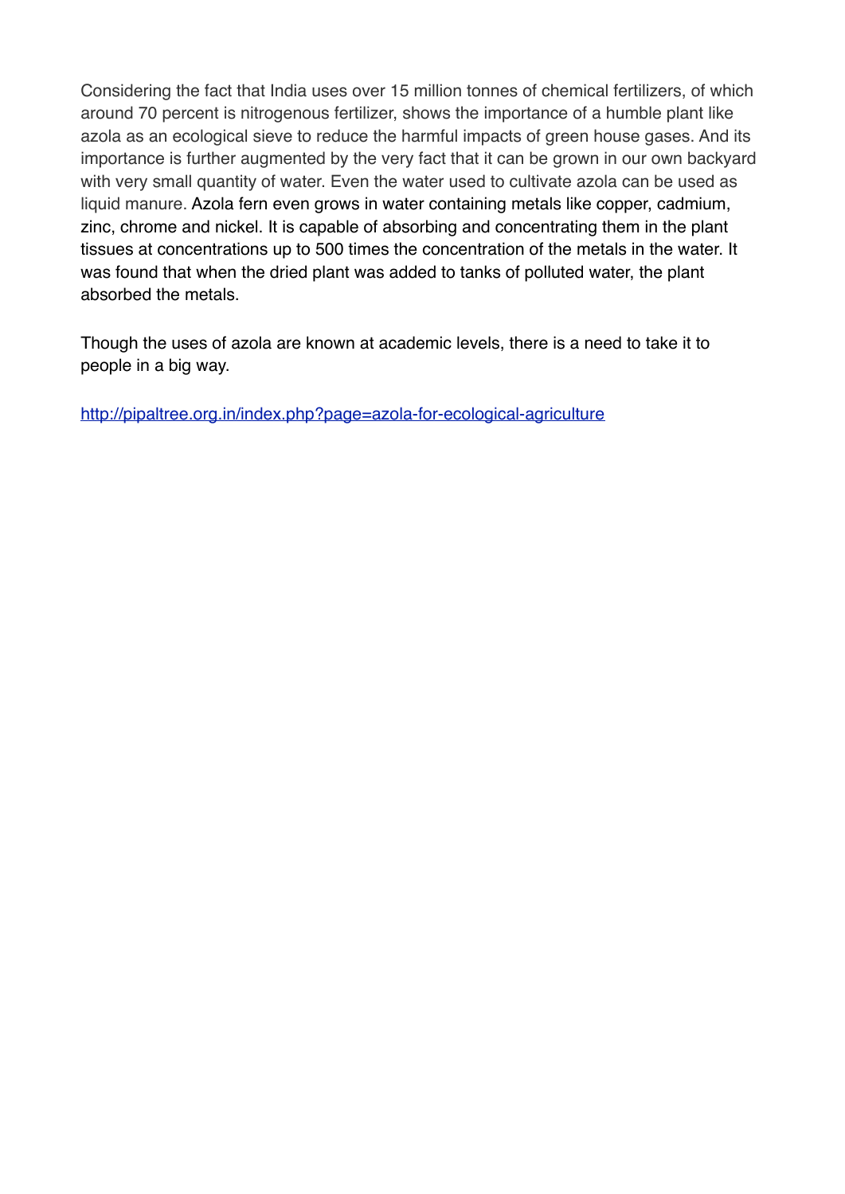Considering the fact that India uses over 15 million tonnes of chemical fertilizers, of which around 70 percent is nitrogenous fertilizer, shows the importance of a humble plant like azola as an ecological sieve to reduce the harmful impacts of green house gases. And its importance is further augmented by the very fact that it can be grown in our own backyard with very small quantity of water. Even the water used to cultivate azola can be used as liquid manure. Azola fern even grows in water containing metals like copper, cadmium, zinc, chrome and nickel. It is capable of absorbing and concentrating them in the plant tissues at concentrations up to 500 times the concentration of the metals in the water. It was found that when the dried plant was added to tanks of polluted water, the plant absorbed the metals.

Though the uses of azola are known at academic levels, there is a need to take it to people in a big way.

[http://pipaltree.org.in/index.php?page=azola-for-ecological-agriculture](http://pipaltree.org.in/index.php?page=azola-for-ecological-agriculture)